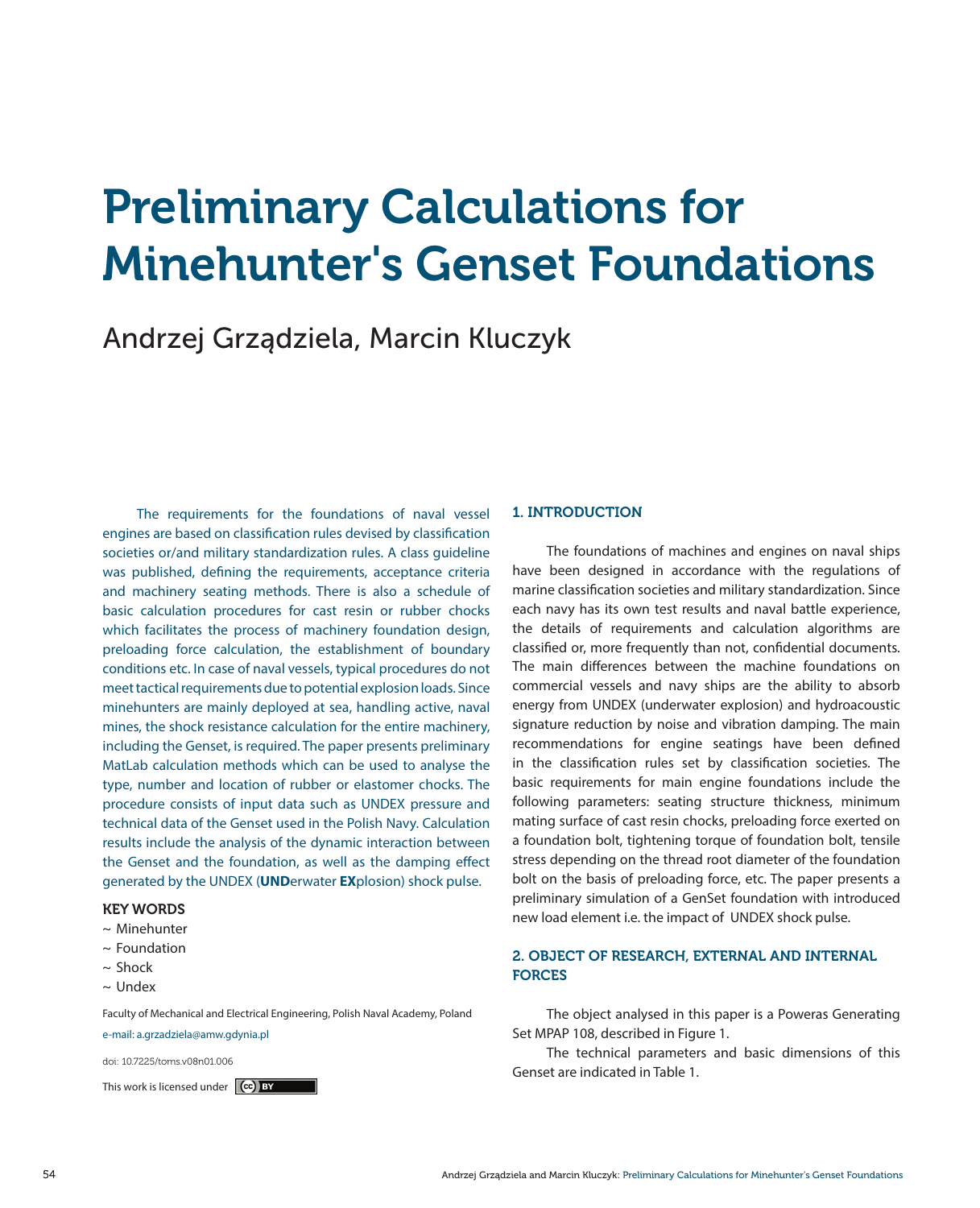# Preliminary Calculations for Minehunter's Genset Foundations

Andrzej Grządziela, Marcin Kluczyk

The requirements for the foundations of naval vessel engines are based on classification rules devised by classification societies or/and military standardization rules. A class guideline was published, defining the requirements, acceptance criteria and machinery seating methods. There is also a schedule of basic calculation procedures for cast resin or rubber chocks which facilitates the process of machinery foundation design, preloading force calculation, the establishment of boundary conditions etc. In case of naval vessels, typical procedures do not meet tactical requirements due to potential explosion loads. Since minehunters are mainly deployed at sea, handling active, naval mines, the shock resistance calculation for the entire machinery, including the Genset, is required. The paper presents preliminary MatLab calculation methods which can be used to analyse the type, number and location of rubber or elastomer chocks. The procedure consists of input data such as UNDEX pressure and technical data of the Genset used in the Polish Navy. Calculation results include the analysis of the dynamic interaction between the Genset and the foundation, as well as the damping effect generated by the UNDEX (**UND**erwater **EX**plosion) shock pulse.

**KEY WORDS**

~ Minehunter
~ Foundation
~ Shock
~ Undex

Faculty of Mechanical and Electrical Engineering, Polish Naval Academy, Poland

e-mail: a.grzadziela@amw.gdynia.pl

doi: 10.7225/toms.v08n01.006

This work is licensed under CC BY

## 1. INTRODUCTION

The foundations of machines and engines on naval ships have been designed in accordance with the regulations of marine classification societies and military standardization. Since each navy has its own test results and naval battle experience, the details of requirements and calculation algorithms are classified or, more frequently than not, confidential documents. The main differences between the machine foundations on commercial vessels and navy ships are the ability to absorb energy from UNDEX (underwater explosion) and hydroacoustic signature reduction by noise and vibration damping. The main recommendations for engine seatings have been defined in the classification rules set by classification societies. The basic requirements for main engine foundations include the following parameters: seating structure thickness, minimum mating surface of cast resin chocks, preloading force exerted on a foundation bolt, tightening torque of foundation bolt, tensile stress depending on the thread root diameter of the foundation bolt on the basis of preloading force, etc. The paper presents a preliminary simulation of a GenSet foundation with introduced new load element i.e. the impact of UNDEX shock pulse.

## 2. OBJECT OF RESEARCH, EXTERNAL AND INTERNAL FORCES

The object analysed in this paper is a Poweras Generating Set MPAP 108, described in Figure 1.

The technical parameters and basic dimensions of this Genset are indicated in Table 1.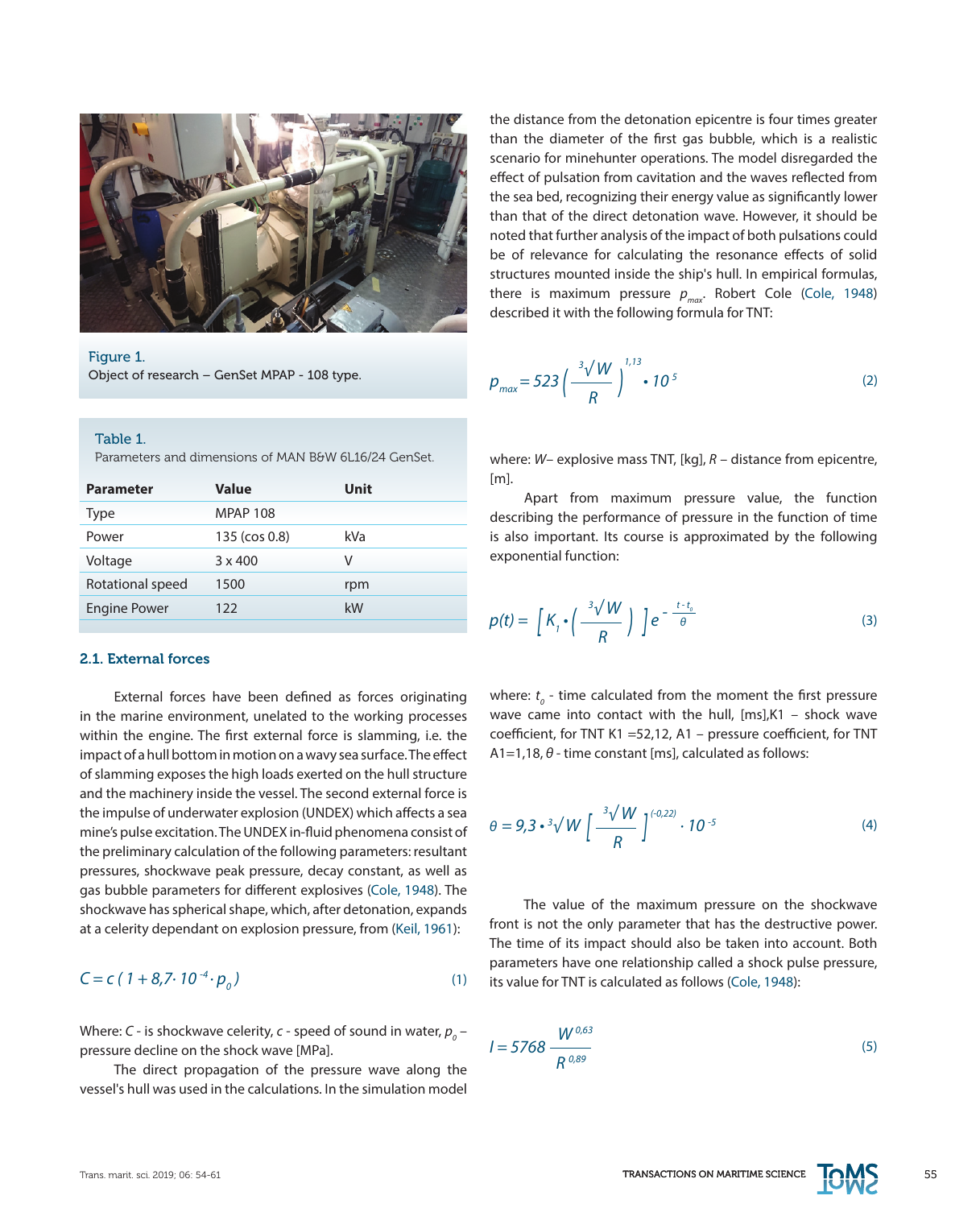Figure 1.
Object of research – GenSet MPAP - 108 type.

Table 1.
Parameters and dimensions of MAN B&W 6L16/24 GenSet.

| Parameter | Value | Unit |
|---|---|---|
| Type | MPAP 108 | |
| Power | 135 (cos 0.8) | kVa |
| Voltage | 3 x 400 | V |
| Rotational speed | 1500 | rpm |
| Engine Power | 122 | kW |

### 2.1. External forces

External forces have been defined as forces originating in the marine environment, unelated to the working processes within the engine. The first external force is slamming, i.e. the impact of a hull bottom in motion on a wavy sea surface. The effect of slamming exposes the high loads exerted on the hull structure and the machinery inside the vessel. The second external force is the impulse of underwater explosion (UNDEX) which affects a sea mine's pulse excitation. The UNDEX in-fluid phenomena consist of the preliminary calculation of the following parameters: resultant pressures, shockwave peak pressure, decay constant, as well as gas bubble parameters for different explosives (Cole, 1948). The shockwave has spherical shape, which, after detonation, expands at a celerity dependant on explosion pressure, from (Keil, 1961):

$$C = c\,(1 + 8{,}7 \cdot 10^{-4} \cdot p_0) \tag{1}$$

Where: $C$ - is shockwave celerity, $c$ - speed of sound in water, $p_0$ – pressure decline on the shock wave [MPa].

The direct propagation of the pressure wave along the vessel's hull was used in the calculations. In the simulation model the distance from the detonation epicentre is four times greater than the diameter of the first gas bubble, which is a realistic scenario for minehunter operations. The model disregarded the effect of pulsation from cavitation and the waves reflected from the sea bed, recognizing their energy value as significantly lower than that of the direct detonation wave. However, it should be noted that further analysis of the impact of both pulsations could be of relevance for calculating the resonance effects of solid structures mounted inside the ship's hull. In empirical formulas, there is maximum pressure $p_{max}$. Robert Cole (Cole, 1948) described it with the following formula for TNT:

$$p_{max} = 523 \left( \frac{\sqrt[3]{W}}{R} \right)^{1{,}13} \cdot 10^{5} \tag{2}$$

where: $W$– explosive mass TNT, [kg], $R$ – distance from epicentre, [m].

Apart from maximum pressure value, the function describing the performance of pressure in the function of time is also important. Its course is approximated by the following exponential function:

$$p(t) = \left[ K_1 \cdot \left( \frac{\sqrt[3]{W}}{R} \right) \right] e^{-\frac{t - t_0}{\theta}} \tag{3}$$

where: $t_0$ - time calculated from the moment the first pressure wave came into contact with the hull, [ms],K1 – shock wave coefficient, for TNT K1 =52,12, A1 – pressure coefficient, for TNT A1=1,18, $\theta$ - time constant [ms], calculated as follows:

$$\theta = 9{,}3 \cdot \sqrt[3]{W} \left[ \frac{\sqrt[3]{W}}{R} \right]^{(-0{,}22)} \cdot 10^{-5} \tag{4}$$

The value of the maximum pressure on the shockwave front is not the only parameter that has the destructive power. The time of its impact should also be taken into account. Both parameters have one relationship called a shock pulse pressure, its value for TNT is calculated as follows (Cole, 1948):

$$I = 5768 \frac{W^{0{,}63}}{R^{0{,}89}} \tag{5}$$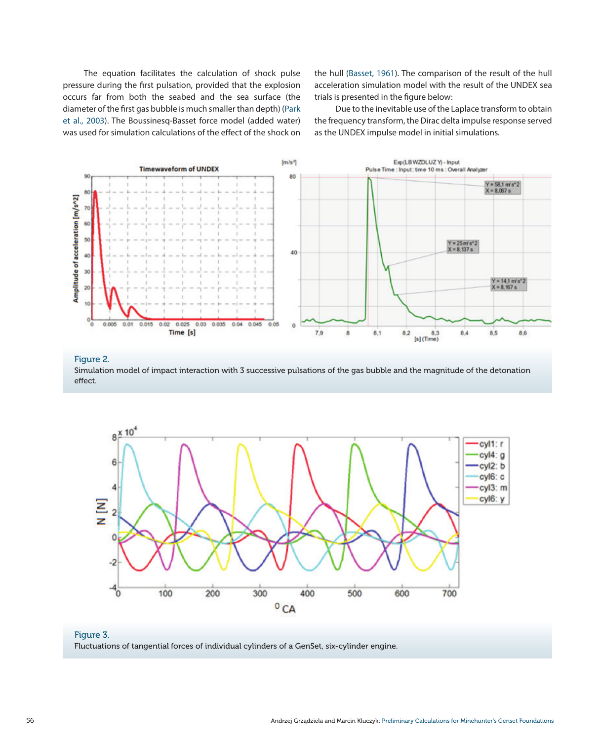The equation facilitates the calculation of shock pulse pressure during the first pulsation, provided that the explosion occurs far from both the seabed and the sea surface (the diameter of the first gas bubble is much smaller than depth) (Park et al., 2003). The Boussinesq-Basset force model (added water) was used for simulation calculations of the effect of the shock on the hull (Basset, 1961). The comparison of the result of the hull acceleration simulation model with the result of the UNDEX sea trials is presented in the figure below:

Due to the inevitable use of the Laplace transform to obtain the frequency transform, the Dirac delta impulse response served as the UNDEX impulse model in initial simulations.

Figure 2.
Simulation model of impact interaction with 3 successive pulsations of the gas bubble and the magnitude of the detonation effect.

Figure 3.
Fluctuations of tangential forces of individual cylinders of a GenSet, six-cylinder engine.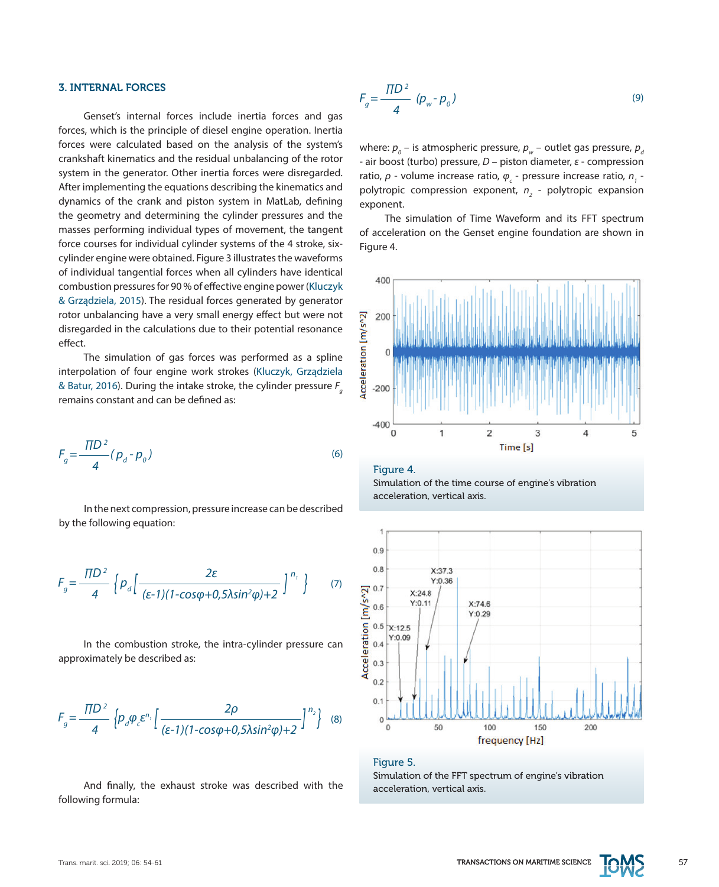## 3. INTERNAL FORCES

Genset's internal forces include inertia forces and gas forces, which is the principle of diesel engine operation. Inertia forces were calculated based on the analysis of the system's crankshaft kinematics and the residual unbalancing of the rotor system in the generator. Other inertia forces were disregarded. After implementing the equations describing the kinematics and dynamics of the crank and piston system in MatLab, defining the geometry and determining the cylinder pressures and the masses performing individual types of movement, the tangent force courses for individual cylinder systems of the 4 stroke, six-cylinder engine were obtained. Figure 3 illustrates the waveforms of individual tangential forces when all cylinders have identical combustion pressures for 90 % of effective engine power (Kluczyk & Grządziela, 2015). The residual forces generated by generator rotor unbalancing have a very small energy effect but were not disregarded in the calculations due to their potential resonance effect.

The simulation of gas forces was performed as a spline interpolation of four engine work strokes (Kluczyk, Grządziela & Batur, 2016). During the intake stroke, the cylinder pressure $F_g$ remains constant and can be defined as:

$$F_g = \frac{\Pi D^2}{4}(p_d - p_0) \tag{6}$$

In the next compression, pressure increase can be described by the following equation:

$$F_g = \frac{\Pi D^2}{4}\left\{p_d\left[\frac{2\varepsilon}{(\varepsilon-1)(1-\cos\varphi+0{,}5\lambda\sin^2\varphi)+2}\right]^{n_1}\right\} \tag{7}$$

In the combustion stroke, the intra-cylinder pressure can approximately be described as:

$$F_g = \frac{\Pi D^2}{4}\left\{p_d\varphi_c\varepsilon^{n_1}\left[\frac{2\rho}{(\varepsilon-1)(1-\cos\varphi+0{,}5\lambda\sin^2\varphi)+2}\right]^{n_2}\right\} \tag{8}$$

And finally, the exhaust stroke was described with the following formula:

$$F_g = \frac{\Pi D^2}{4}(p_w - p_0) \tag{9}$$

where: $p_0$ – is atmospheric pressure, $p_w$ – outlet gas pressure, $p_d$ - air boost (turbo) pressure, $D$ – piston diameter, $\varepsilon$ - compression ratio, $\rho$ - volume increase ratio, $\varphi_c$ - pressure increase ratio, $n_1$ - polytropic compression exponent, $n_2$ - polytropic expansion exponent.

The simulation of Time Waveform and its FFT spectrum of acceleration on the Genset engine foundation are shown in Figure 4.

Figure 4.
Simulation of the time course of engine's vibration acceleration, vertical axis.

Figure 5.
Simulation of the FFT spectrum of engine's vibration acceleration, vertical axis.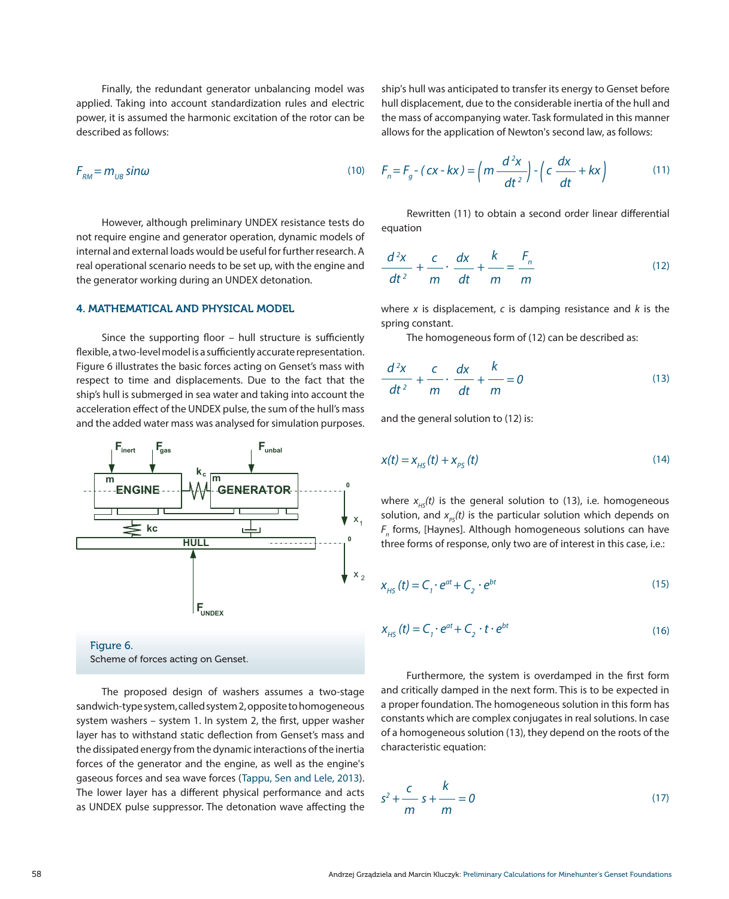Finally, the redundant generator unbalancing model was applied. Taking into account standardization rules and electric power, it is assumed the harmonic excitation of the rotor can be described as follows:

$$F_{RM} = m_{UB} \sin\omega \tag{10}$$

However, although preliminary UNDEX resistance tests do not require engine and generator operation, dynamic models of internal and external loads would be useful for further research. A real operational scenario needs to be set up, with the engine and the generator working during an UNDEX detonation.

## 4. MATHEMATICAL AND PHYSICAL MODEL

Since the supporting floor – hull structure is sufficiently flexible, a two-level model is a sufficiently accurate representation. Figure 6 illustrates the basic forces acting on Genset's mass with respect to time and displacements. Due to the fact that the ship's hull is submerged in sea water and taking into account the acceleration effect of the UNDEX pulse, the sum of the hull's mass and the added water mass was analysed for simulation purposes.

Figure 6.
Scheme of forces acting on Genset.

The proposed design of washers assumes a two-stage sandwich-type system, called system 2, opposite to homogeneous system washers – system 1. In system 2, the first, upper washer layer has to withstand static deflection from Genset's mass and the dissipated energy from the dynamic interactions of the inertia forces of the generator and the engine, as well as the engine's gaseous forces and sea wave forces (Tappu, Sen and Lele, 2013). The lower layer has a different physical performance and acts as UNDEX pulse suppressor. The detonation wave affecting the ship's hull was anticipated to transfer its energy to Genset before hull displacement, due to the considerable inertia of the hull and the mass of accompanying water. Task formulated in this manner allows for the application of Newton's second law, as follows:

$$F_n = F_g - (cx - kx) = \left(m\frac{d^2x}{dt^2}\right) - \left(c\frac{dx}{dt} + kx\right) \tag{11}$$

Rewritten (11) to obtain a second order linear differential equation

$$\frac{d^2x}{dt^2} + \frac{c}{m}\cdot\frac{dx}{dt} + \frac{k}{m} = \frac{F_n}{m} \tag{12}$$

where $x$ is displacement, $c$ is damping resistance and $k$ is the spring constant.

The homogeneous form of (12) can be described as:

$$\frac{d^2x}{dt^2} + \frac{c}{m}\cdot\frac{dx}{dt} + \frac{k}{m} = 0 \tag{13}$$

and the general solution to (12) is:

$$x(t) = x_{HS}(t) + x_{PS}(t) \tag{14}$$

where $x_{HS}(t)$ is the general solution to (13), i.e. homogeneous solution, and $x_{PS}(t)$ is the particular solution which depends on $F_n$ forms, [Haynes]. Although homogeneous solutions can have three forms of response, only two are of interest in this case, i.e.:

$$x_{HS}(t) = C_1 \cdot e^{at} + C_2 \cdot e^{bt} \tag{15}$$

$$x_{HS}(t) = C_1 \cdot e^{at} + C_2 \cdot t \cdot e^{bt} \tag{16}$$

Furthermore, the system is overdamped in the first form and critically damped in the next form. This is to be expected in a proper foundation. The homogeneous solution in this form has constants which are complex conjugates in real solutions. In case of a homogeneous solution (13), they depend on the roots of the characteristic equation:

$$s^2 + \frac{c}{m}s + \frac{k}{m} = 0 \tag{17}$$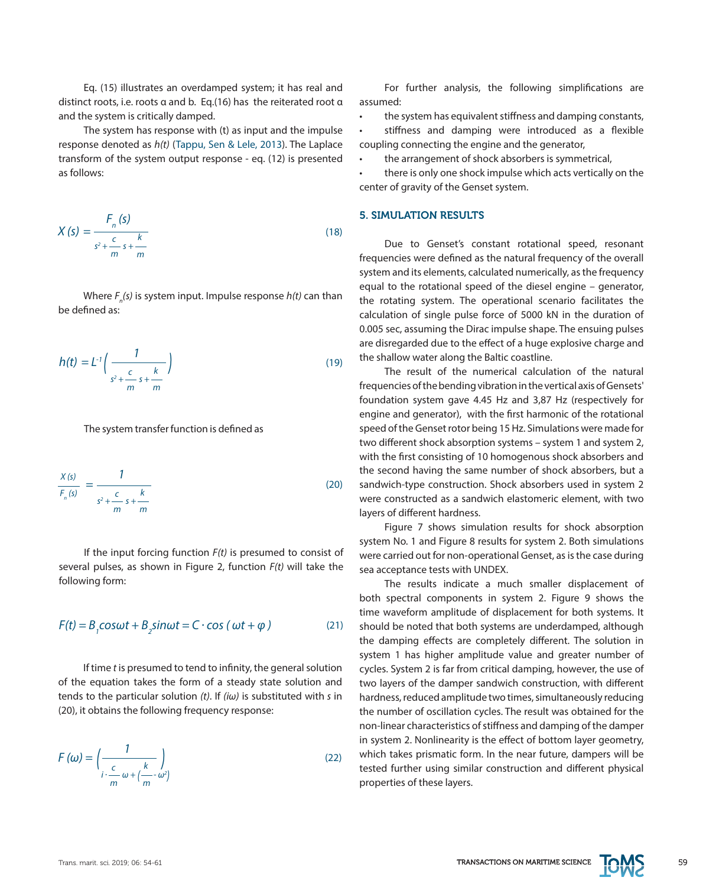Eq. (15) illustrates an overdamped system; it has real and distinct roots, i.e. roots α and b. Eq.(16) has the reiterated root α and the system is critically damped.

The system has response with (t) as input and the impulse response denoted as *h(t)* (Tappu, Sen & Lele, 2013). The Laplace transform of the system output response - eq. (12) is presented as follows:

$$X(s) = \frac{F_n(s)}{s^2 + \frac{c}{m}s + \frac{k}{m}} \tag{18}$$

Where $F_n(s)$ is system input. Impulse response *h(t)* can than be defined as:

$$h(t) = L^{-1}\left(\frac{1}{s^2 + \frac{c}{m}s + \frac{k}{m}}\right) \tag{19}$$

The system transfer function is defined as

$$\frac{X(s)}{F_n(s)} = \frac{1}{s^2 + \frac{c}{m}s + \frac{k}{m}} \tag{20}$$

If the input forcing function *F(t)* is presumed to consist of several pulses, as shown in Figure 2, function *F(t)* will take the following form:

$$F(t) = B_1 cos\omega t + B_2 sin\omega t = C \cdot cos\,(\,\omega t + \varphi\,) \tag{21}$$

If time *t* is presumed to tend to infinity, the general solution of the equation takes the form of a steady state solution and tends to the particular solution *(t)*. If *(iω)* is substituted with *s* in (20), it obtains the following frequency response:

$$F(\omega) = \left(\frac{1}{i \cdot \frac{c}{m}\omega + \left(\frac{k}{m} - \omega^2\right)}\right) \tag{22}$$

For further analysis, the following simplifications are assumed:

- the system has equivalent stiffness and damping constants,
- stiffness and damping were introduced as a flexible coupling connecting the engine and the generator,
- the arrangement of shock absorbers is symmetrical,
- there is only one shock impulse which acts vertically on the center of gravity of the Genset system.

## 5. SIMULATION RESULTS

Due to Genset's constant rotational speed, resonant frequencies were defined as the natural frequency of the overall system and its elements, calculated numerically, as the frequency equal to the rotational speed of the diesel engine – generator, the rotating system. The operational scenario facilitates the calculation of single pulse force of 5000 kN in the duration of 0.005 sec, assuming the Dirac impulse shape. The ensuing pulses are disregarded due to the effect of a huge explosive charge and the shallow water along the Baltic coastline.

The result of the numerical calculation of the natural frequencies of the bending vibration in the vertical axis of Gensets' foundation system gave 4.45 Hz and 3,87 Hz (respectively for engine and generator), with the first harmonic of the rotational speed of the Genset rotor being 15 Hz. Simulations were made for two different shock absorption systems – system 1 and system 2, with the first consisting of 10 homogenous shock absorbers and the second having the same number of shock absorbers, but a sandwich-type construction. Shock absorbers used in system 2 were constructed as a sandwich elastomeric element, with two layers of different hardness.

Figure 7 shows simulation results for shock absorption system No. 1 and Figure 8 results for system 2. Both simulations were carried out for non-operational Genset, as is the case during sea acceptance tests with UNDEX.

The results indicate a much smaller displacement of both spectral components in system 2. Figure 9 shows the time waveform amplitude of displacement for both systems. It should be noted that both systems are underdamped, although the damping effects are completely different. The solution in system 1 has higher amplitude value and greater number of cycles. System 2 is far from critical damping, however, the use of two layers of the damper sandwich construction, with different hardness, reduced amplitude two times, simultaneously reducing the number of oscillation cycles. The result was obtained for the non-linear characteristics of stiffness and damping of the damper in system 2. Nonlinearity is the effect of bottom layer geometry, which takes prismatic form. In the near future, dampers will be tested further using similar construction and different physical properties of these layers.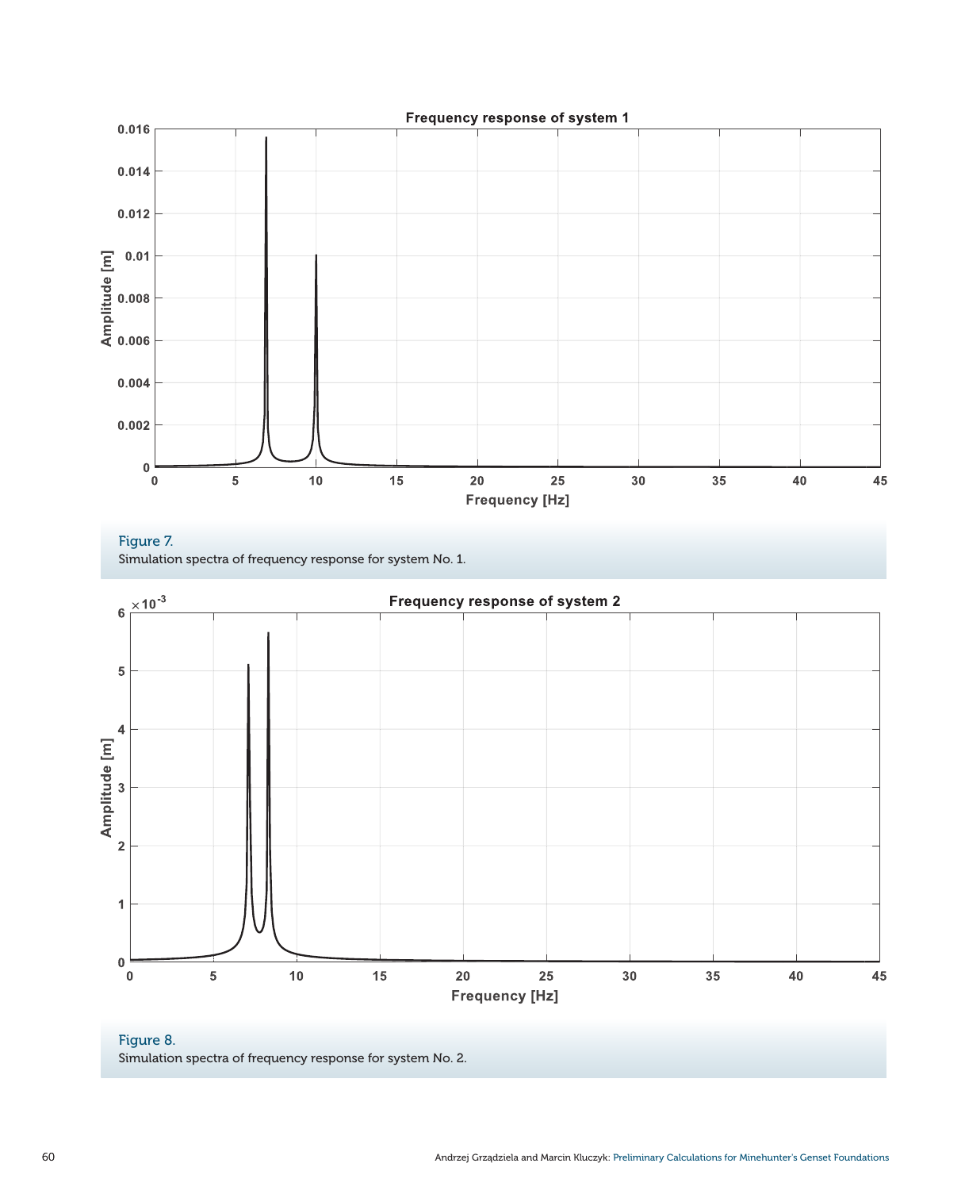Figure 7.
Simulation spectra of frequency response for system No. 1.

Figure 8.
Simulation spectra of frequency response for system No. 2.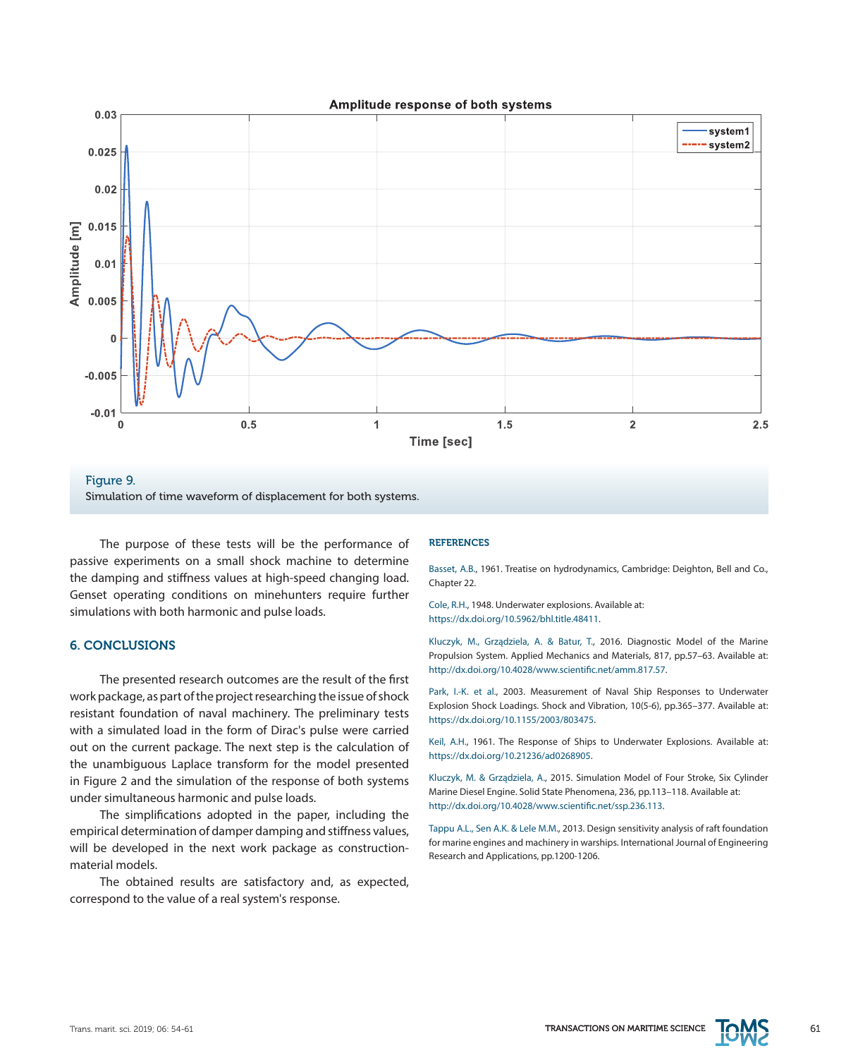Amplitude response of both systems

system1
system2

Amplitude [m]

0.03
0.025
0.02
0.015
0.01
0.005
0
-0.005
-0.01

Time [sec]

0
0.5
1
1.5
2
2.5

Figure 9.
Simulation of time waveform of displacement for both systems.

The purpose of these tests will be the performance of passive experiments on a small shock machine to determine the damping and stiffness values at high-speed changing load. Genset operating conditions on minehunters require further simulations with both harmonic and pulse loads.

## 6. CONCLUSIONS

The presented research outcomes are the result of the first work package, as part of the project researching the issue of shock resistant foundation of naval machinery. The preliminary tests with a simulated load in the form of Dirac's pulse were carried out on the current package. The next step is the calculation of the unambiguous Laplace transform for the model presented in Figure 2 and the simulation of the response of both systems under simultaneous harmonic and pulse loads.

The simplifications adopted in the paper, including the empirical determination of damper damping and stiffness values, will be developed in the next work package as construction-material models.

The obtained results are satisfactory and, as expected, correspond to the value of a real system's response.

## REFERENCES

Basset, A.B., 1961. Treatise on hydrodynamics, Cambridge: Deighton, Bell and Co., Chapter 22.

Cole, R.H., 1948. Underwater explosions. Available at: https://dx.doi.org/10.5962/bhl.title.48411.

Kluczyk, M., Grządziela, A. & Batur, T., 2016. Diagnostic Model of the Marine Propulsion System. Applied Mechanics and Materials, 817, pp.57–63. Available at: http://dx.doi.org/10.4028/www.scientific.net/amm.817.57.

Park, I.-K. et al., 2003. Measurement of Naval Ship Responses to Underwater Explosion Shock Loadings. Shock and Vibration, 10(5-6), pp.365–377. Available at: https://dx.doi.org/10.1155/2003/803475.

Keil, A.H., 1961. The Response of Ships to Underwater Explosions. Available at: https://dx.doi.org/10.21236/ad0268905.

Kluczyk, M. & Grządziela, A., 2015. Simulation Model of Four Stroke, Six Cylinder Marine Diesel Engine. Solid State Phenomena, 236, pp.113–118. Available at: http://dx.doi.org/10.4028/www.scientific.net/ssp.236.113.

Tappu A.L., Sen A.K. & Lele M.M., 2013. Design sensitivity analysis of raft foundation for marine engines and machinery in warships. International Journal of Engineering Research and Applications, pp.1200-1206.